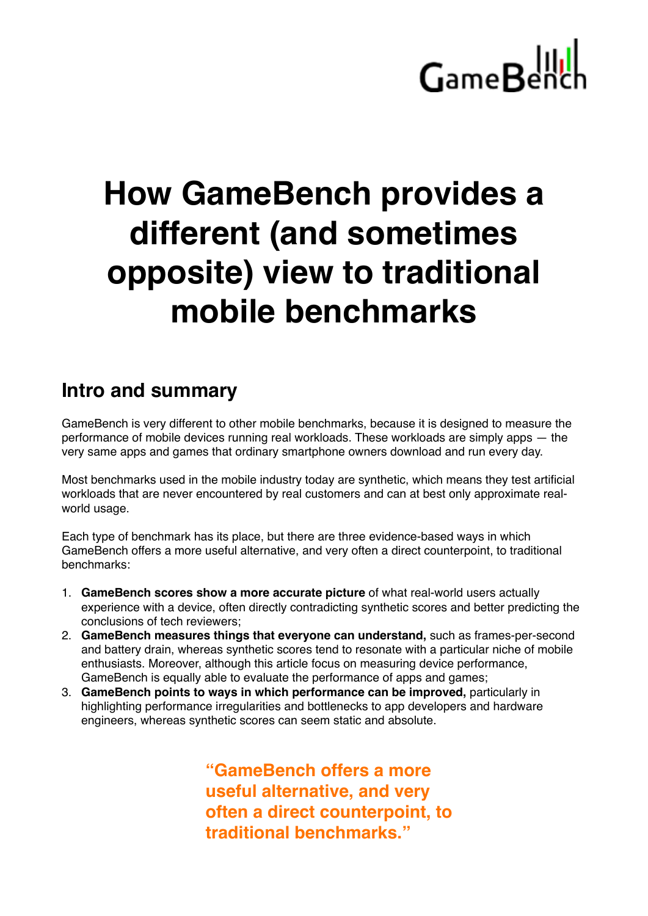GameBench

# How GameBench provides a different (and sometimes opposite) view to traditional mobile benchmarks

## Intro and summary

GameBench is very different to other mobile benchmarks, because it is designed to measure the performance of mobile devices running real workloads. These workloads are simply apps — the very same apps and games that ordinary smartphone owners download and run every day.

Most benchmarks used in the mobile industry today are synthetic, which means they test artificial workloads that are never encountered by real customers and can at best only approximate real-world usage.

Each type of benchmark has its place, but there are three evidence-based ways in which GameBench offers a more useful alternative, and very often a direct counterpoint, to traditional benchmarks:

1. **GameBench scores show a more accurate picture** of what real-world users actually experience with a device, often directly contradicting synthetic scores and better predicting the conclusions of tech reviewers;
2. **GameBench measures things that everyone can understand,** such as frames-per-second and battery drain, whereas synthetic scores tend to resonate with a particular niche of mobile enthusiasts. Moreover, although this article focus on measuring device performance, GameBench is equally able to evaluate the performance of apps and games;
3. **GameBench points to ways in which performance can be improved,** particularly in highlighting performance irregularities and bottlenecks to app developers and hardware engineers, whereas synthetic scores can seem static and absolute.

> **"GameBench offers a more useful alternative, and very often a direct counterpoint, to traditional benchmarks."**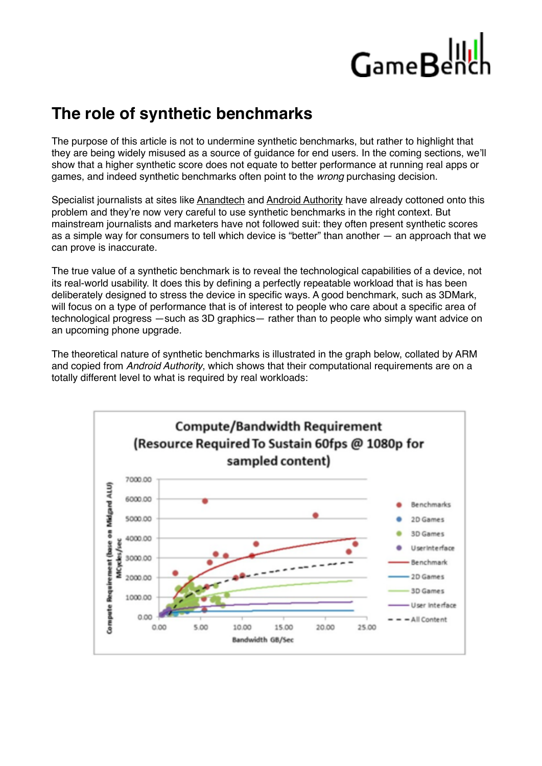## The role of synthetic benchmarks

The purpose of this article is not to undermine synthetic benchmarks, but rather to highlight that they are being widely misused as a source of guidance for end users. In the coming sections, we'll show that a higher synthetic score does not equate to better performance at running real apps or games, and indeed synthetic benchmarks often point to the *wrong* purchasing decision.

Specialist journalists at sites like Anandtech and Android Authority have already cottoned onto this problem and they're now very careful to use synthetic benchmarks in the right context. But mainstream journalists and marketers have not followed suit: they often present synthetic scores as a simple way for consumers to tell which device is "better" than another — an approach that we can prove is inaccurate.

The true value of a synthetic benchmark is to reveal the technological capabilities of a device, not its real-world usability. It does this by defining a perfectly repeatable workload that is has been deliberately designed to stress the device in specific ways. A good benchmark, such as 3DMark, will focus on a type of performance that is of interest to people who care about a specific area of technological progress —such as 3D graphics— rather than to people who simply want advice on an upcoming phone upgrade.

The theoretical nature of synthetic benchmarks is illustrated in the graph below, collated by ARM and copied from *Android Authority*, which shows that their computational requirements are on a totally different level to what is required by real workloads: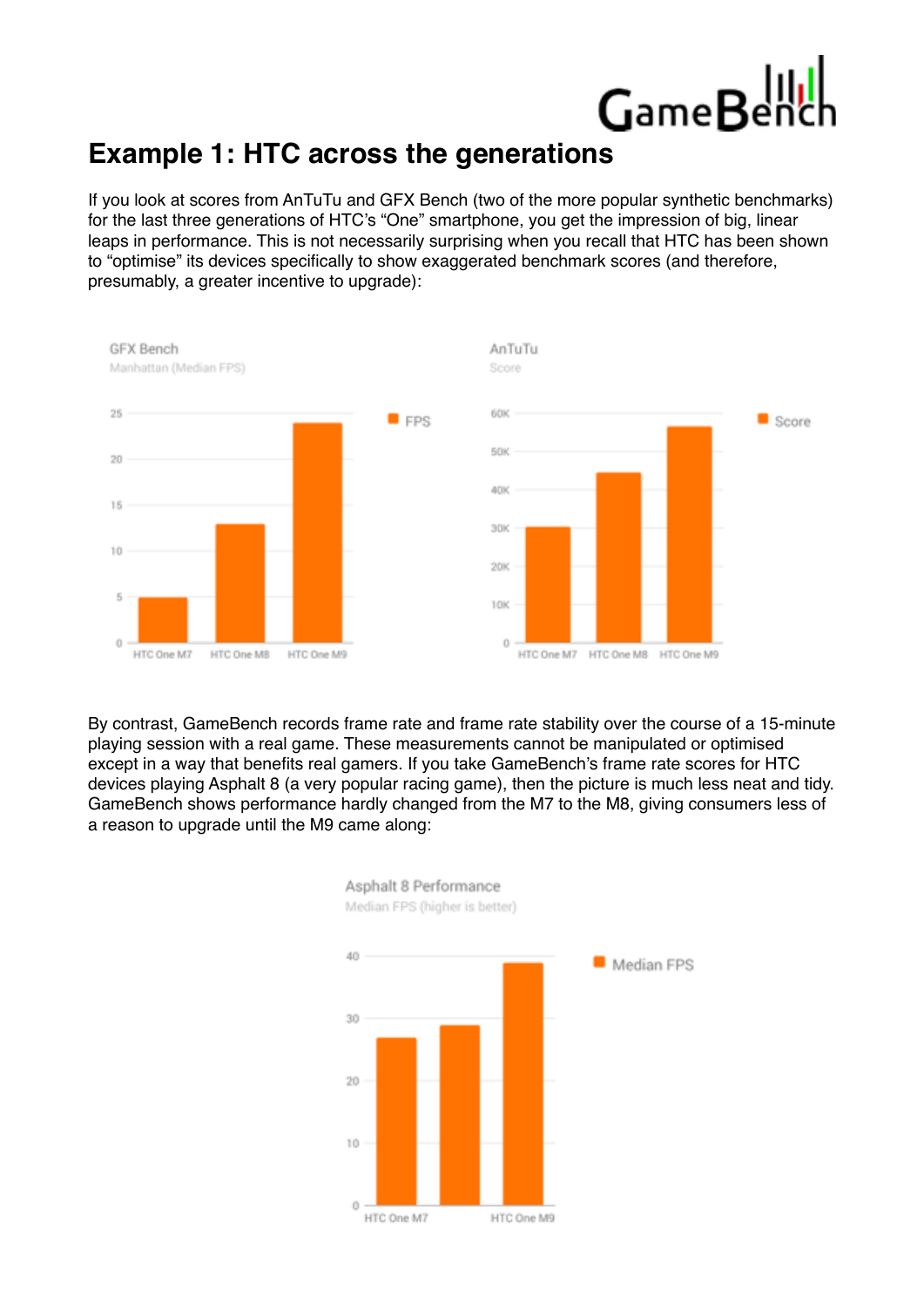# Example 1: HTC across the generations

If you look at scores from AnTuTu and GFX Bench (two of the more popular synthetic benchmarks) for the last three generations of HTC's "One" smartphone, you get the impression of big, linear leaps in performance. This is not necessarily surprising when you recall that HTC has been shown to "optimise" its devices specifically to show exaggerated benchmark scores (and therefore, presumably, a greater incentive to upgrade):

GFX Bench
Manhattan (Median FPS)

AnTuTu
Score

By contrast, GameBench records frame rate and frame rate stability over the course of a 15-minute playing session with a real game. These measurements cannot be manipulated or optimised except in a way that benefits real gamers. If you take GameBench's frame rate scores for HTC devices playing Asphalt 8 (a very popular racing game), then the picture is much less neat and tidy. GameBench shows performance hardly changed from the M7 to the M8, giving consumers less of a reason to upgrade until the M9 came along:

Asphalt 8 Performance
Median FPS (higher is better)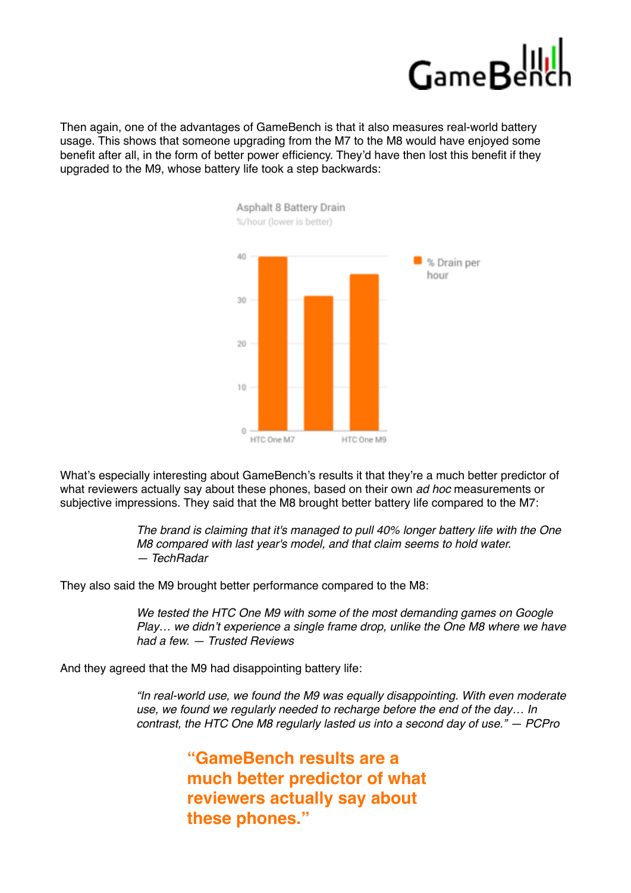Then again, one of the advantages of GameBench is that it also measures real-world battery usage. This shows that someone upgrading from the M7 to the M8 would have enjoyed some benefit after all, in the form of better power efficiency. They'd have then lost this benefit if they upgraded to the M9, whose battery life took a step backwards:

Asphalt 8 Battery Drain

%/hour (lower is better)

| | % Drain per hour |
|---|---|
| HTC One M7 | 40 |
| HTC One M8 | 31 |
| HTC One M9 | 36 |

What's especially interesting about GameBench's results it that they're a much better predictor of what reviewers actually say about these phones, based on their own *ad hoc* measurements or subjective impressions. They said that the M8 brought better battery life compared to the M7:

> *The brand is claiming that it's managed to pull 40% longer battery life with the One M8 compared with last year's model, and that claim seems to hold water.*
> *— TechRadar*

They also said the M9 brought better performance compared to the M8:

> *We tested the HTC One M9 with some of the most demanding games on Google Play… we didn't experience a single frame drop, unlike the One M8 where we have had a few. — Trusted Reviews*

And they agreed that the M9 had disappointing battery life:

> *"In real-world use, we found the M9 was equally disappointing. With even moderate use, we found we regularly needed to recharge before the end of the day… In contrast, the HTC One M8 regularly lasted us into a second day of use." — PCPro*

**"GameBench results are a much better predictor of what reviewers actually say about these phones."**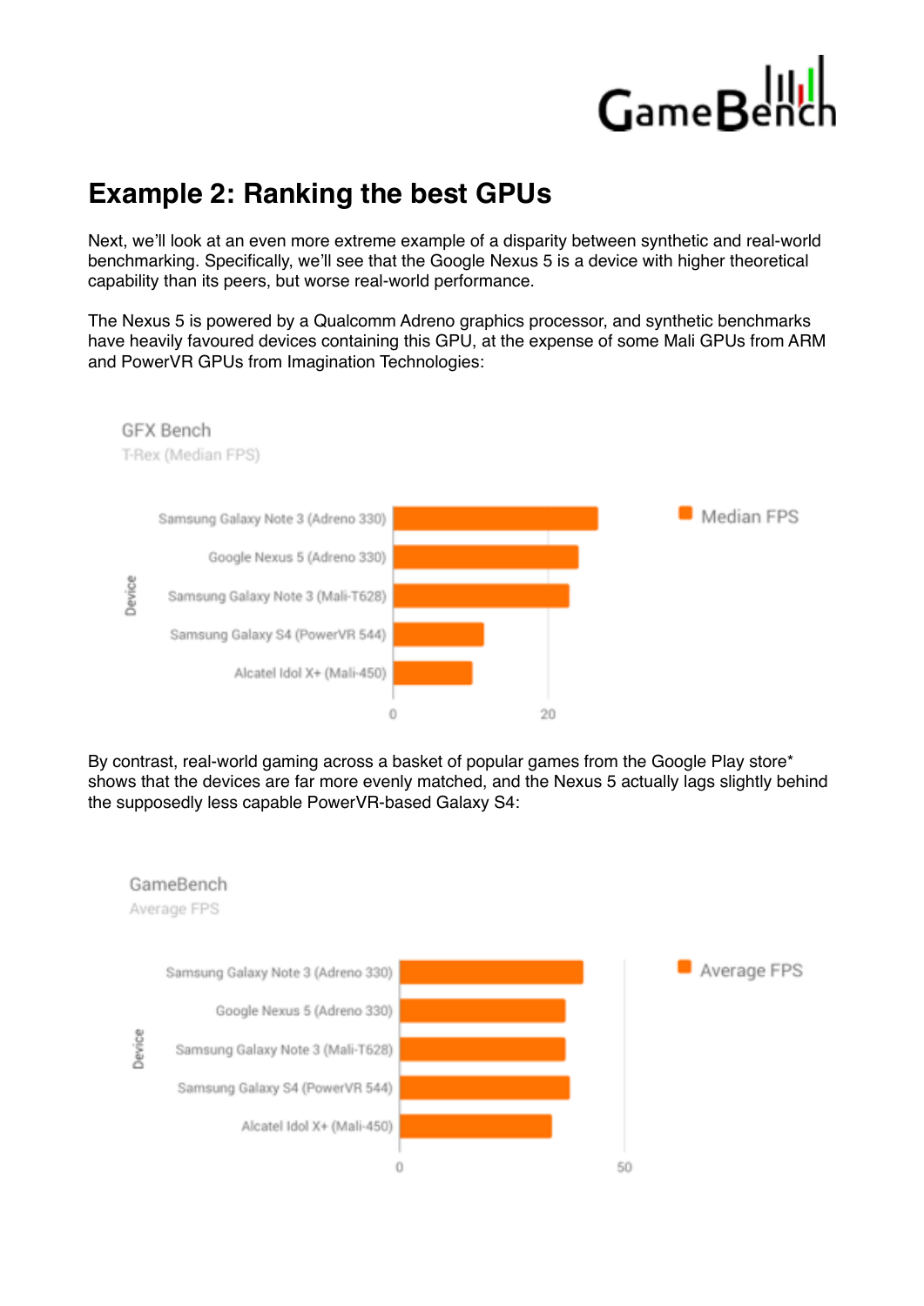# Example 2: Ranking the best GPUs

Next, we'll look at an even more extreme example of a disparity between synthetic and real-world benchmarking. Specifically, we'll see that the Google Nexus 5 is a device with higher theoretical capability than its peers, but worse real-world performance.

The Nexus 5 is powered by a Qualcomm Adreno graphics processor, and synthetic benchmarks have heavily favoured devices containing this GPU, at the expense of some Mali GPUs from ARM and PowerVR GPUs from Imagination Technologies:

**GFX Bench**
T-Rex (Median FPS)

Device:
- Samsung Galaxy Note 3 (Adreno 330)
- Google Nexus 5 (Adreno 330)
- Samsung Galaxy Note 3 (Mali-T628)
- Samsung Galaxy S4 (PowerVR 544)
- Alcatel Idol X+ (Mali-450)

Axis: 0, 20 — Legend: Median FPS

By contrast, real-world gaming across a basket of popular games from the Google Play store* shows that the devices are far more evenly matched, and the Nexus 5 actually lags slightly behind the supposedly less capable PowerVR-based Galaxy S4:

**GameBench**
Average FPS

Device:
- Samsung Galaxy Note 3 (Adreno 330)
- Google Nexus 5 (Adreno 330)
- Samsung Galaxy Note 3 (Mali-T628)
- Samsung Galaxy S4 (PowerVR 544)
- Alcatel Idol X+ (Mali-450)

Axis: 0, 50 — Legend: Average FPS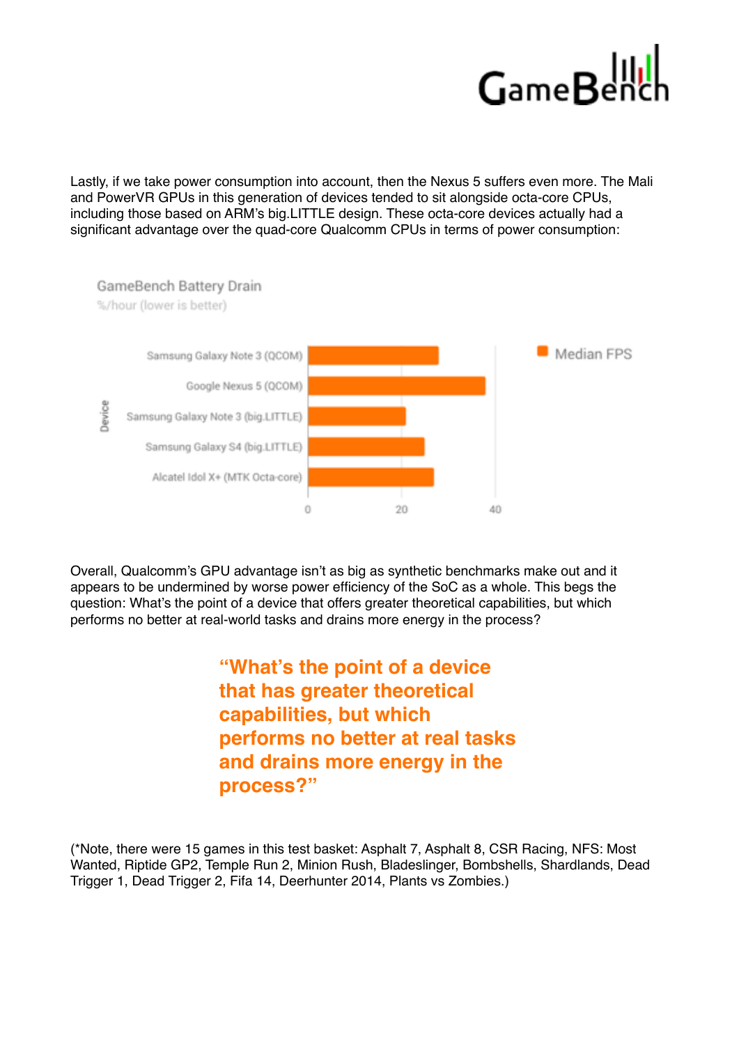Lastly, if we take power consumption into account, then the Nexus 5 suffers even more. The Mali and PowerVR GPUs in this generation of devices tended to sit alongside octa-core CPUs, including those based on ARM's big.LITTLE design. These octa-core devices actually had a significant advantage over the quad-core Qualcomm CPUs in terms of power consumption:

GameBench Battery Drain

%/hour (lower is better)

Device: Samsung Galaxy Note 3 (QCOM), Google Nexus 5 (QCOM), Samsung Galaxy Note 3 (big.LITTLE), Samsung Galaxy S4 (big.LITTLE), Alcatel Idol X+ (MTK Octa-core)

Axis: 0, 20, 40

Legend: Median FPS

Overall, Qualcomm's GPU advantage isn't as big as synthetic benchmarks make out and it appears to be undermined by worse power efficiency of the SoC as a whole. This begs the question: What's the point of a device that offers greater theoretical capabilities, but which performs no better at real-world tasks and drains more energy in the process?

> **"What's the point of a device that has greater theoretical capabilities, but which performs no better at real tasks and drains more energy in the process?"**

(*Note, there were 15 games in this test basket: Asphalt 7, Asphalt 8, CSR Racing, NFS: Most Wanted, Riptide GP2, Temple Run 2, Minion Rush, Bladeslinger, Bombshells, Shardlands, Dead Trigger 1, Dead Trigger 2, Fifa 14, Deerhunter 2014, Plants vs Zombies.)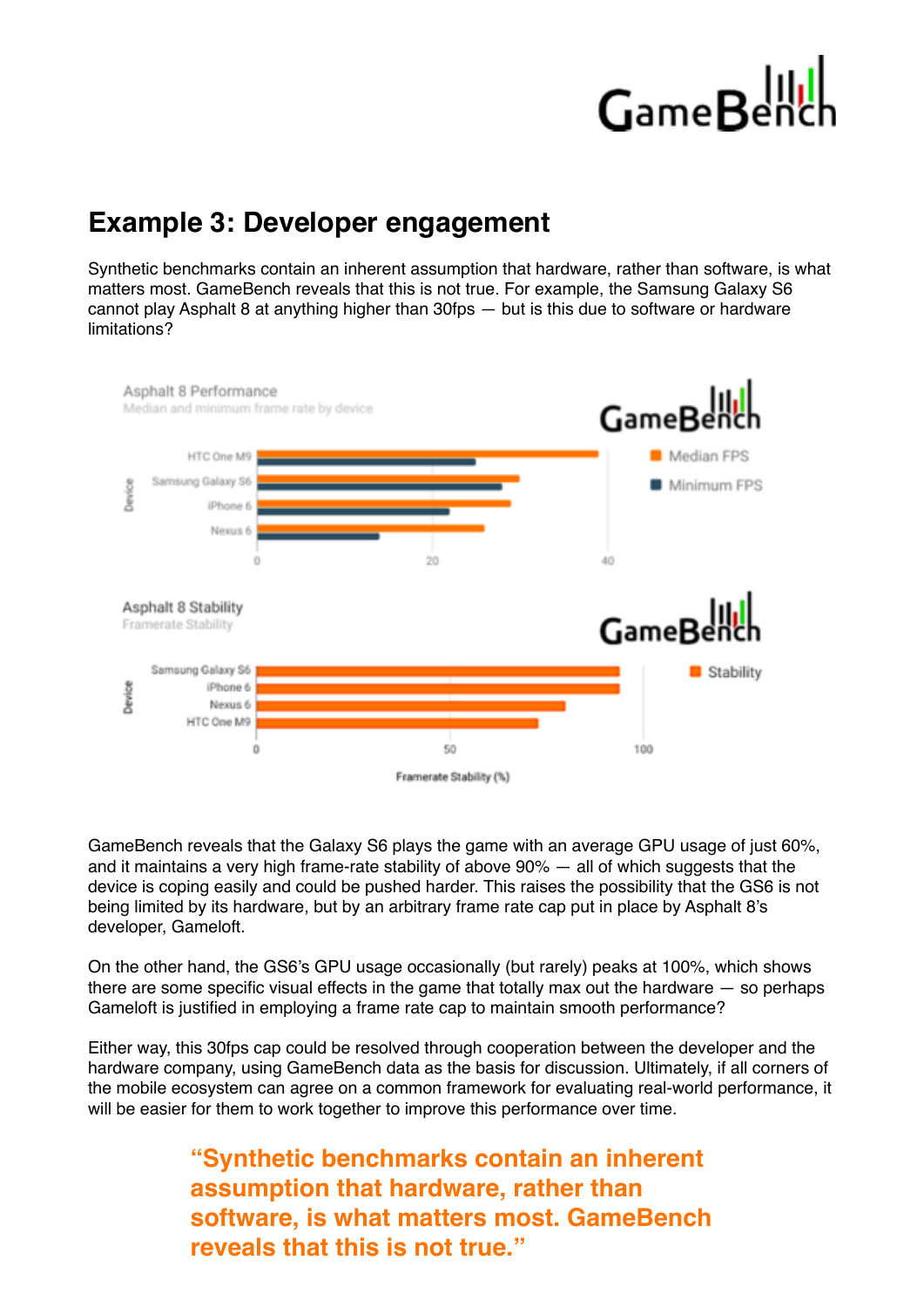## Example 3: Developer engagement

Synthetic benchmarks contain an inherent assumption that hardware, rather than software, is what matters most. GameBench reveals that this is not true. For example, the Samsung Galaxy S6 cannot play Asphalt 8 at anything higher than 30fps — but is this due to software or hardware limitations?

Asphalt 8 Performance

Median and minimum frame rate by device

GameBench

Device

HTC One M9

Samsung Galaxy S6

iPhone 6

Nexus 6

0

20

40

Median FPS

Minimum FPS

Asphalt 8 Stability

Framerate Stability

GameBench

Device

Samsung Galaxy S6

iPhone 6

Nexus 6

HTC One M9

0

50

100

Framerate Stability (%)

Stability

GameBench reveals that the Galaxy S6 plays the game with an average GPU usage of just 60%, and it maintains a very high frame-rate stability of above 90% — all of which suggests that the device is coping easily and could be pushed harder. This raises the possibility that the GS6 is not being limited by its hardware, but by an arbitrary frame rate cap put in place by Asphalt 8's developer, Gameloft.

On the other hand, the GS6's GPU usage occasionally (but rarely) peaks at 100%, which shows there are some specific visual effects in the game that totally max out the hardware — so perhaps Gameloft is justified in employing a frame rate cap to maintain smooth performance?

Either way, this 30fps cap could be resolved through cooperation between the developer and the hardware company, using GameBench data as the basis for discussion. Ultimately, if all corners of the mobile ecosystem can agree on a common framework for evaluating real-world performance, it will be easier for them to work together to improve this performance over time.

> **"Synthetic benchmarks contain an inherent assumption that hardware, rather than software, is what matters most. GameBench reveals that this is not true."**